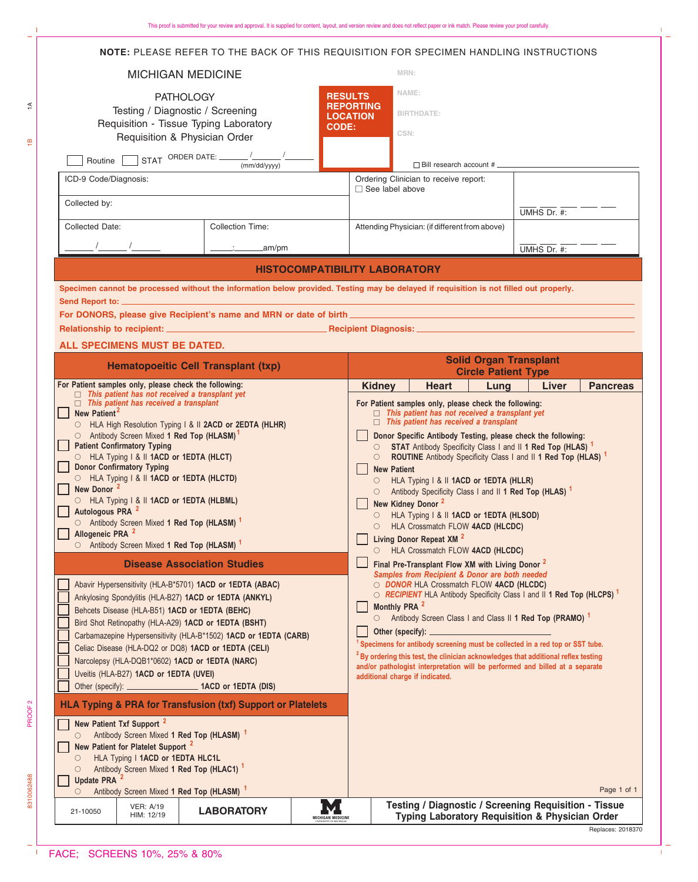NOTE: PLEASE REFER TO THE BACK OF THIS REQUISITION FOR SPECIMEN HANDLING INSTRUCTIONS

# MICHIGAN MEDICINE

PATHOLOGY
Testing / Diagnostic / Screening
Requisition - Tissue Typing Laboratory
Requisition & Physician Order

**RESULTS REPORTING LOCATION CODE:**

MRN:

NAME:

BIRTHDATE:

CSN:

☐ Routine ☐ STAT ORDER DATE: ______/______/______ (mm/dd/yyyy)

☐ Bill research account # ______________________

| | | | |
|---|---|---|---|
| ICD-9 Code/Diagnosis: | | Ordering Clinician to receive report: ☐ See label above | UMHS Dr. #: |
| Collected by: | | | |
| Collected Date: ______/______/______ | Collection Time: _____:______am/pm | Attending Physician: (if different from above) | UMHS Dr. #: |

## HISTOCOMPATIBILITY LABORATORY

**Specimen cannot be processed without the information below provided. Testing may be delayed if requisition is not filled out properly.**

**Send Report to:** ______________________

**For DONORS, please give Recipient's name and MRN or date of birth** ______________________

**Relationship to recipient:** ______________________ **Recipient Diagnosis:** ______________________

**ALL SPECIMENS MUST BE DATED.**

### Hematopoeitic Cell Transplant (txp)

**For Patient samples only, please check the following:**

- ☐ *This patient has not received a transplant yet*
- ☐ *This patient has received a transplant*

☐ **New Patient** [2]
- ○ HLA High Resolution Typing I & II **2ACD or 2EDTA (HLHR)**
- ○ Antibody Screen Mixed **1 Red Top (HLASM)** [1]

☐ **Patient Confirmatory Typing**
- ○ HLA Typing I & II **1ACD or 1EDTA (HLCT)**

☐ **Donor Confirmatory Typing**
- ○ HLA Typing I & II **1ACD or 1EDTA (HLCTD)**

☐ **New Donor** [2]
- ○ HLA Typing I & II **1ACD or 1EDTA (HLBML)**

☐ **Autologous PRA** [2]
- ○ Antibody Screen Mixed **1 Red Top (HLASM)** [1]

☐ **Allogeneic PRA** [2]
- ○ Antibody Screen Mixed **1 Red Top (HLASM)** [1]

### Disease Association Studies

- ☐ Abavir Hypersensitivity (HLA-B*5701) **1ACD or 1EDTA (ABAC)**
- ☐ Ankylosing Spondylitis (HLA-B27) **1ACD or 1EDTA (ANKYL)**
- ☐ Behcets Disease (HLA-B51) **1ACD or 1EDTA (BEHC)**
- ☐ Bird Shot Retinopathy (HLA-A29) **1ACD or 1EDTA (BSHT)**
- ☐ Carbamazepine Hypersensitivity (HLA-B*1502) **1ACD or 1EDTA (CARB)**
- ☐ Celiac Disease (HLA-DQ2 or DQ8) **1ACD or 1EDTA (CELI)**
- ☐ Narcolepsy (HLA-DQB1*0602) **1ACD or 1EDTA (NARC)**
- ☐ Uveitis (HLA-B27) **1ACD or 1EDTA (UVEI)**
- ☐ Other (specify): ______________ **1ACD or 1EDTA (DIS)**

### HLA Typing & PRA for Transfusion (txf) Support or Platelets

☐ **New Patient Txf Support** [2]
- ○ Antibody Screen Mixed **1 Red Top (HLASM)** [1]

☐ **New Patient for Platelet Support** [2]
- ○ HLA Typing I **1ACD or 1EDTA HLC1L**
- ○ Antibody Screen Mixed **1 Red Top (HLAC1)** [1]

☐ **Update PRA** [2]
- ○ Antibody Screen Mixed **1 Red Top (HLASM)** [1]

### Solid Organ Transplant
### Circle Patient Type

| Kidney | Heart | Lung | Liver | Pancreas |
|---|---|---|---|---|

**For Patient samples only, please check the following:**

- ☐ *This patient has not received a transplant yet*
- ☐ *This patient has received a transplant*

☐ **Donor Specific Antibody Testing, please check the following:**
- ○ **STAT** Antibody Specificity Class I and II **1 Red Top (HLAS)** [1]
- ○ **ROUTINE** Antibody Specificity Class I and II **1 Red Top (HLAS)** [1]

☐ **New Patient**
- ○ HLA Typing I & II **1ACD or 1EDTA (HLLR)**
- ○ Antibody Specificity Class I and II **1 Red Top (HLAS)** [1]

☐ **New Kidney Donor** [2]
- ○ HLA Typing I & II **1ACD or 1EDTA (HLSOD)**
- ○ HLA Crossmatch FLOW **4ACD (HLCDC)**

☐ **Living Donor Repeat XM** [2]
- ○ HLA Crossmatch FLOW **4ACD (HLCDC)**

☐ **Final Pre-Transplant Flow XM with Living Donor** [2]

*Samples from Recipient & Donor are both needed*
- ○ *DONOR* HLA Crossmatch FLOW **4ACD (HLCDC)**
- ○ *RECIPIENT* HLA Antibody Specificity Class I and II **1 Red Top (HLCPS)** [1]

☐ **Monthly PRA** [2]
- ○ Antibody Screen Class I and Class II **1 Red Top (PRAMO)** [1]

☐ **Other (specify):** ______________________

[1] Specimens for antibody screening must be collected in a red top or SST tube.

[2] By ordering this test, the clinician acknowledges that additional reflex testing and/or pathologist interpretation will be performed and billed at a separate additional charge if indicated.

| 21-10050 | VER: A/19 HIM: 12/19 | LABORATORY | MICHIGAN MEDICINE | Testing / Diagnostic / Screening Requisition - Tissue Typing Laboratory Requisition & Physician Order |
|---|---|---|---|---|

Replaces: 2018370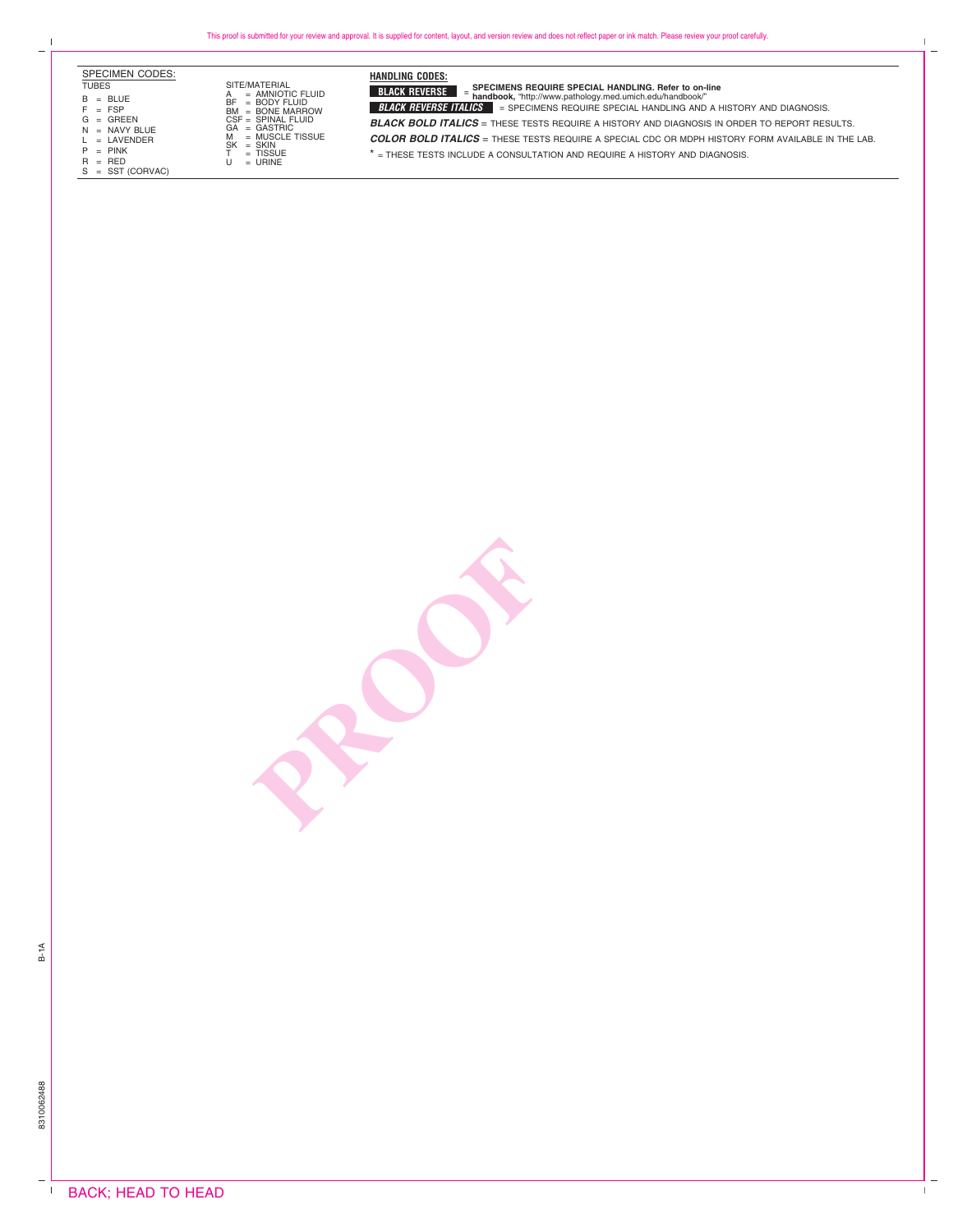SPECIMEN CODES:

TUBES

- B = BLUE
- F = FSP
- G = GREEN
- N = NAVY BLUE
- L = LAVENDER
- P = PINK
- R = RED
- S = SST (CORVAC)

SITE/MATERIAL

- A = AMNIOTIC FLUID
- BF = BODY FLUID
- BM = BONE MARROW
- CSF = SPINAL FLUID
- GA = GASTRIC
- M = MUSCLE TISSUE
- SK = SKIN
- T = TISSUE
- U = URINE

**HANDLING CODES:**

**BLACK REVERSE** = **SPECIMENS REQUIRE SPECIAL HANDLING. Refer to on-line handbook,** "http://www.pathology.med.umich.edu/handbook/"

***BLACK REVERSE ITALICS*** = SPECIMENS REQUIRE SPECIAL HANDLING AND A HISTORY AND DIAGNOSIS.

***BLACK BOLD ITALICS*** = THESE TESTS REQUIRE A HISTORY AND DIAGNOSIS IN ORDER TO REPORT RESULTS.

***COLOR BOLD ITALICS*** = THESE TESTS REQUIRE A SPECIAL CDC OR MDPH HISTORY FORM AVAILABLE IN THE LAB.

* = THESE TESTS INCLUDE A CONSULTATION AND REQUIRE A HISTORY AND DIAGNOSIS.